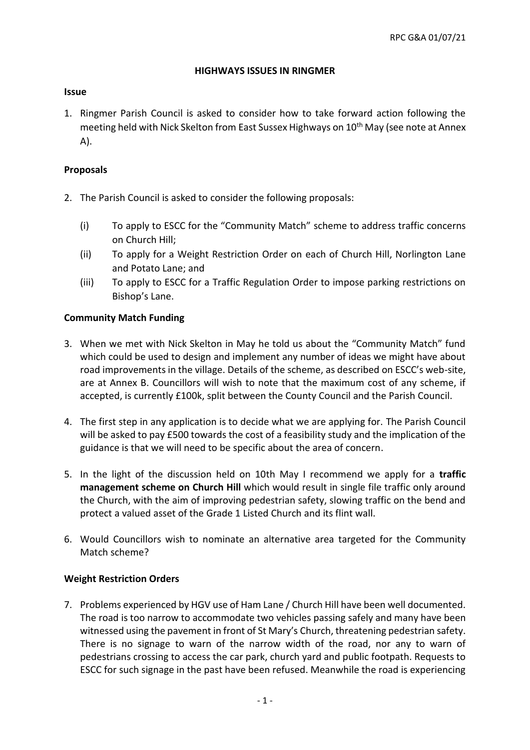RPC G&A 01/07/21

# HIGHWAYS ISSUES IN RINGMER

## Issue

1. Ringmer Parish Council is asked to consider how to take forward action following the meeting held with Nick Skelton from East Sussex Highways on 10th May (see note at Annex A).

## Proposals

2. The Parish Council is asked to consider the following proposals:

   (i) To apply to ESCC for the "Community Match" scheme to address traffic concerns on Church Hill;

   (ii) To apply for a Weight Restriction Order on each of Church Hill, Norlington Lane and Potato Lane; and

   (iii) To apply to ESCC for a Traffic Regulation Order to impose parking restrictions on Bishop's Lane.

## Community Match Funding

3. When we met with Nick Skelton in May he told us about the "Community Match" fund which could be used to design and implement any number of ideas we might have about road improvements in the village. Details of the scheme, as described on ESCC's web-site, are at Annex B. Councillors will wish to note that the maximum cost of any scheme, if accepted, is currently £100k, split between the County Council and the Parish Council.

4. The first step in any application is to decide what we are applying for. The Parish Council will be asked to pay £500 towards the cost of a feasibility study and the implication of the guidance is that we will need to be specific about the area of concern.

5. In the light of the discussion held on 10th May I recommend we apply for a **traffic management scheme on Church Hill** which would result in single file traffic only around the Church, with the aim of improving pedestrian safety, slowing traffic on the bend and protect a valued asset of the Grade 1 Listed Church and its flint wall.

6. Would Councillors wish to nominate an alternative area targeted for the Community Match scheme?

## Weight Restriction Orders

7. Problems experienced by HGV use of Ham Lane / Church Hill have been well documented. The road is too narrow to accommodate two vehicles passing safely and many have been witnessed using the pavement in front of St Mary's Church, threatening pedestrian safety. There is no signage to warn of the narrow width of the road, nor any to warn of pedestrians crossing to access the car park, church yard and public footpath. Requests to ESCC for such signage in the past have been refused. Meanwhile the road is experiencing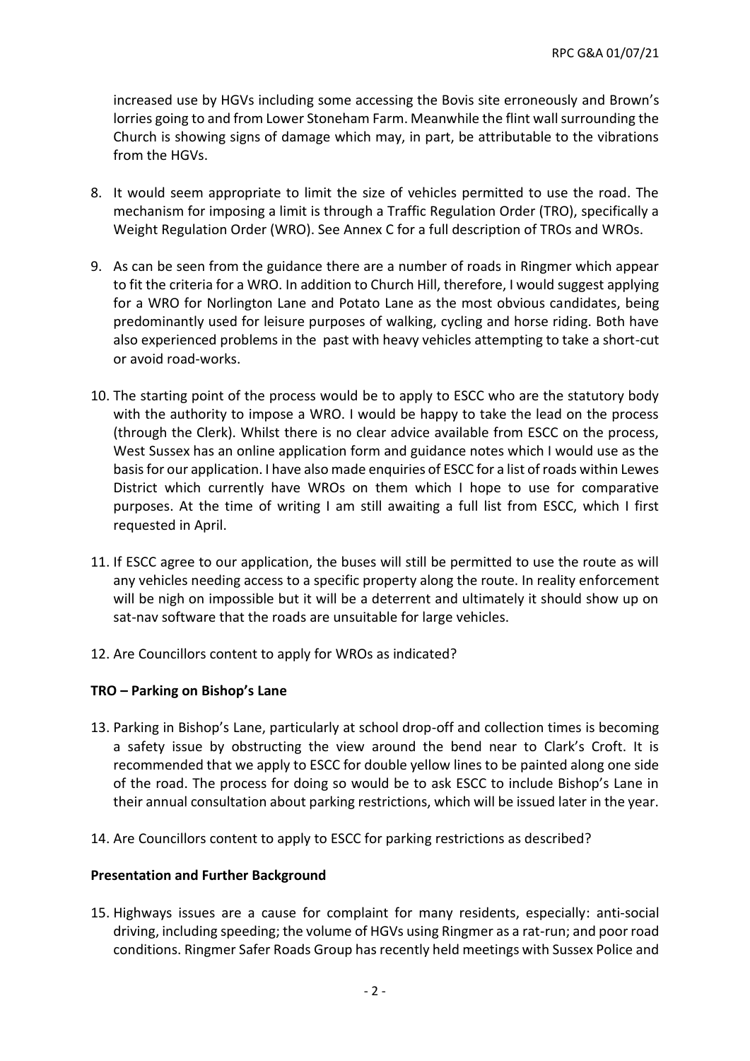increased use by HGVs including some accessing the Bovis site erroneously and Brown's lorries going to and from Lower Stoneham Farm. Meanwhile the flint wall surrounding the Church is showing signs of damage which may, in part, be attributable to the vibrations from the HGVs.

8. It would seem appropriate to limit the size of vehicles permitted to use the road. The mechanism for imposing a limit is through a Traffic Regulation Order (TRO), specifically a Weight Regulation Order (WRO). See Annex C for a full description of TROs and WROs.

9. As can be seen from the guidance there are a number of roads in Ringmer which appear to fit the criteria for a WRO. In addition to Church Hill, therefore, I would suggest applying for a WRO for Norlington Lane and Potato Lane as the most obvious candidates, being predominantly used for leisure purposes of walking, cycling and horse riding. Both have also experienced problems in the past with heavy vehicles attempting to take a short-cut or avoid road-works.

10. The starting point of the process would be to apply to ESCC who are the statutory body with the authority to impose a WRO. I would be happy to take the lead on the process (through the Clerk). Whilst there is no clear advice available from ESCC on the process, West Sussex has an online application form and guidance notes which I would use as the basis for our application. I have also made enquiries of ESCC for a list of roads within Lewes District which currently have WROs on them which I hope to use for comparative purposes. At the time of writing I am still awaiting a full list from ESCC, which I first requested in April.

11. If ESCC agree to our application, the buses will still be permitted to use the route as will any vehicles needing access to a specific property along the route. In reality enforcement will be nigh on impossible but it will be a deterrent and ultimately it should show up on sat-nav software that the roads are unsuitable for large vehicles.

12. Are Councillors content to apply for WROs as indicated?

**TRO – Parking on Bishop's Lane**

13. Parking in Bishop's Lane, particularly at school drop-off and collection times is becoming a safety issue by obstructing the view around the bend near to Clark's Croft. It is recommended that we apply to ESCC for double yellow lines to be painted along one side of the road. The process for doing so would be to ask ESCC to include Bishop's Lane in their annual consultation about parking restrictions, which will be issued later in the year.

14. Are Councillors content to apply to ESCC for parking restrictions as described?

**Presentation and Further Background**

15. Highways issues are a cause for complaint for many residents, especially: anti-social driving, including speeding; the volume of HGVs using Ringmer as a rat-run; and poor road conditions. Ringmer Safer Roads Group has recently held meetings with Sussex Police and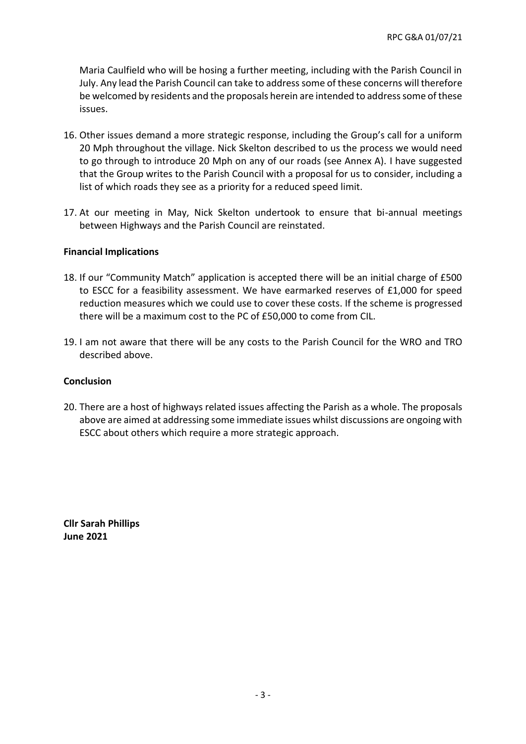Maria Caulfield who will be hosing a further meeting, including with the Parish Council in July. Any lead the Parish Council can take to address some of these concerns will therefore be welcomed by residents and the proposals herein are intended to address some of these issues.

16. Other issues demand a more strategic response, including the Group's call for a uniform 20 Mph throughout the village. Nick Skelton described to us the process we would need to go through to introduce 20 Mph on any of our roads (see Annex A). I have suggested that the Group writes to the Parish Council with a proposal for us to consider, including a list of which roads they see as a priority for a reduced speed limit.

17. At our meeting in May, Nick Skelton undertook to ensure that bi-annual meetings between Highways and the Parish Council are reinstated.

**Financial Implications**

18. If our "Community Match" application is accepted there will be an initial charge of £500 to ESCC for a feasibility assessment. We have earmarked reserves of £1,000 for speed reduction measures which we could use to cover these costs. If the scheme is progressed there will be a maximum cost to the PC of £50,000 to come from CIL.

19. I am not aware that there will be any costs to the Parish Council for the WRO and TRO described above.

**Conclusion**

20. There are a host of highways related issues affecting the Parish as a whole. The proposals above are aimed at addressing some immediate issues whilst discussions are ongoing with ESCC about others which require a more strategic approach.

**Cllr Sarah Phillips**
**June 2021**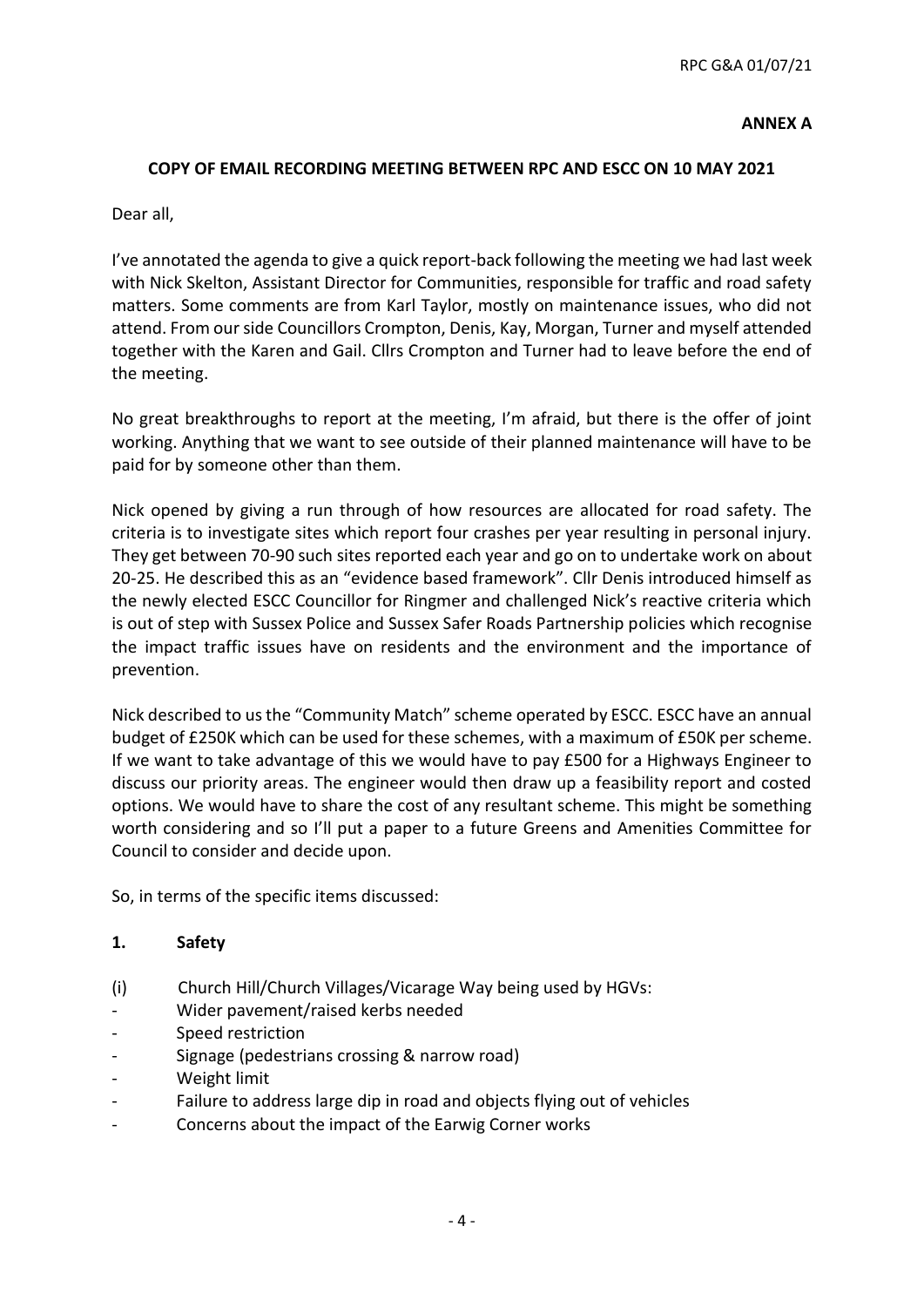**ANNEX A**

**COPY OF EMAIL RECORDING MEETING BETWEEN RPC AND ESCC ON 10 MAY 2021**

Dear all,

I've annotated the agenda to give a quick report-back following the meeting we had last week with Nick Skelton, Assistant Director for Communities, responsible for traffic and road safety matters. Some comments are from Karl Taylor, mostly on maintenance issues, who did not attend. From our side Councillors Crompton, Denis, Kay, Morgan, Turner and myself attended together with the Karen and Gail. Cllrs Crompton and Turner had to leave before the end of the meeting.

No great breakthroughs to report at the meeting, I'm afraid, but there is the offer of joint working. Anything that we want to see outside of their planned maintenance will have to be paid for by someone other than them.

Nick opened by giving a run through of how resources are allocated for road safety. The criteria is to investigate sites which report four crashes per year resulting in personal injury. They get between 70-90 such sites reported each year and go on to undertake work on about 20-25. He described this as an "evidence based framework". Cllr Denis introduced himself as the newly elected ESCC Councillor for Ringmer and challenged Nick's reactive criteria which is out of step with Sussex Police and Sussex Safer Roads Partnership policies which recognise the impact traffic issues have on residents and the environment and the importance of prevention.

Nick described to us the "Community Match" scheme operated by ESCC. ESCC have an annual budget of £250K which can be used for these schemes, with a maximum of £50K per scheme. If we want to take advantage of this we would have to pay £500 for a Highways Engineer to discuss our priority areas. The engineer would then draw up a feasibility report and costed options. We would have to share the cost of any resultant scheme. This might be something worth considering and so I'll put a paper to a future Greens and Amenities Committee for Council to consider and decide upon.

So, in terms of the specific items discussed:

**1. Safety**

(i) Church Hill/Church Villages/Vicarage Way being used by HGVs:

- Wider pavement/raised kerbs needed
- Speed restriction
- Signage (pedestrians crossing & narrow road)
- Weight limit
- Failure to address large dip in road and objects flying out of vehicles
- Concerns about the impact of the Earwig Corner works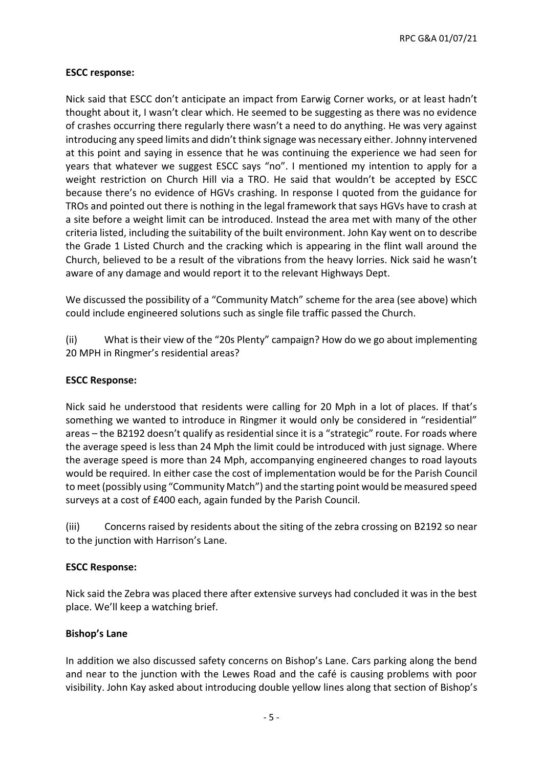**ESCC response:**

Nick said that ESCC don't anticipate an impact from Earwig Corner works, or at least hadn't thought about it, I wasn't clear which. He seemed to be suggesting as there was no evidence of crashes occurring there regularly there wasn't a need to do anything. He was very against introducing any speed limits and didn't think signage was necessary either. Johnny intervened at this point and saying in essence that he was continuing the experience we had seen for years that whatever we suggest ESCC says "no". I mentioned my intention to apply for a weight restriction on Church Hill via a TRO. He said that wouldn't be accepted by ESCC because there's no evidence of HGVs crashing. In response I quoted from the guidance for TROs and pointed out there is nothing in the legal framework that says HGVs have to crash at a site before a weight limit can be introduced. Instead the area met with many of the other criteria listed, including the suitability of the built environment. John Kay went on to describe the Grade 1 Listed Church and the cracking which is appearing in the flint wall around the Church, believed to be a result of the vibrations from the heavy lorries. Nick said he wasn't aware of any damage and would report it to the relevant Highways Dept.

We discussed the possibility of a "Community Match" scheme for the area (see above) which could include engineered solutions such as single file traffic passed the Church.

(ii) What is their view of the "20s Plenty" campaign? How do we go about implementing 20 MPH in Ringmer's residential areas?

**ESCC Response:**

Nick said he understood that residents were calling for 20 Mph in a lot of places. If that's something we wanted to introduce in Ringmer it would only be considered in "residential" areas – the B2192 doesn't qualify as residential since it is a "strategic" route. For roads where the average speed is less than 24 Mph the limit could be introduced with just signage. Where the average speed is more than 24 Mph, accompanying engineered changes to road layouts would be required. In either case the cost of implementation would be for the Parish Council to meet (possibly using "Community Match") and the starting point would be measured speed surveys at a cost of £400 each, again funded by the Parish Council.

(iii) Concerns raised by residents about the siting of the zebra crossing on B2192 so near to the junction with Harrison's Lane.

**ESCC Response:**

Nick said the Zebra was placed there after extensive surveys had concluded it was in the best place. We'll keep a watching brief.

**Bishop's Lane**

In addition we also discussed safety concerns on Bishop's Lane. Cars parking along the bend and near to the junction with the Lewes Road and the café is causing problems with poor visibility. John Kay asked about introducing double yellow lines along that section of Bishop's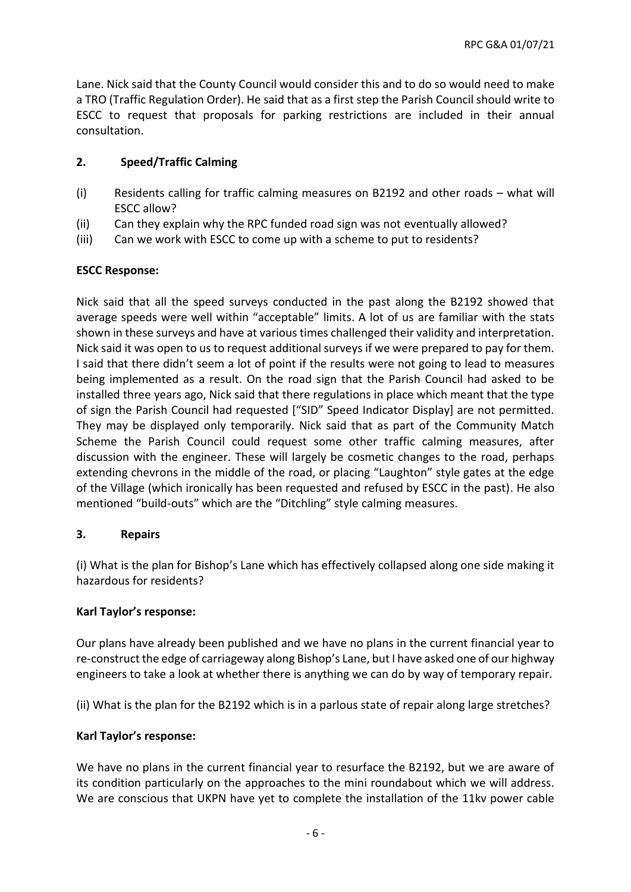Lane. Nick said that the County Council would consider this and to do so would need to make a TRO (Traffic Regulation Order). He said that as a first step the Parish Council should write to ESCC to request that proposals for parking restrictions are included in their annual consultation.

## 2. Speed/Traffic Calming

(i) Residents calling for traffic calming measures on B2192 and other roads – what will ESCC allow?

(ii) Can they explain why the RPC funded road sign was not eventually allowed?

(iii) Can we work with ESCC to come up with a scheme to put to residents?

**ESCC Response:**

Nick said that all the speed surveys conducted in the past along the B2192 showed that average speeds were well within "acceptable" limits. A lot of us are familiar with the stats shown in these surveys and have at various times challenged their validity and interpretation. Nick said it was open to us to request additional surveys if we were prepared to pay for them. I said that there didn't seem a lot of point if the results were not going to lead to measures being implemented as a result. On the road sign that the Parish Council had asked to be installed three years ago, Nick said that there regulations in place which meant that the type of sign the Parish Council had requested ["SID" Speed Indicator Display] are not permitted. They may be displayed only temporarily. Nick said that as part of the Community Match Scheme the Parish Council could request some other traffic calming measures, after discussion with the engineer. These will largely be cosmetic changes to the road, perhaps extending chevrons in the middle of the road, or placing "Laughton" style gates at the edge of the Village (which ironically has been requested and refused by ESCC in the past). He also mentioned "build-outs" which are the "Ditchling" style calming measures.

## 3. Repairs

(i) What is the plan for Bishop's Lane which has effectively collapsed along one side making it hazardous for residents?

**Karl Taylor's response:**

Our plans have already been published and we have no plans in the current financial year to re-construct the edge of carriageway along Bishop's Lane, but I have asked one of our highway engineers to take a look at whether there is anything we can do by way of temporary repair.

(ii) What is the plan for the B2192 which is in a parlous state of repair along large stretches?

**Karl Taylor's response:**

We have no plans in the current financial year to resurface the B2192, but we are aware of its condition particularly on the approaches to the mini roundabout which we will address. We are conscious that UKPN have yet to complete the installation of the 11kv power cable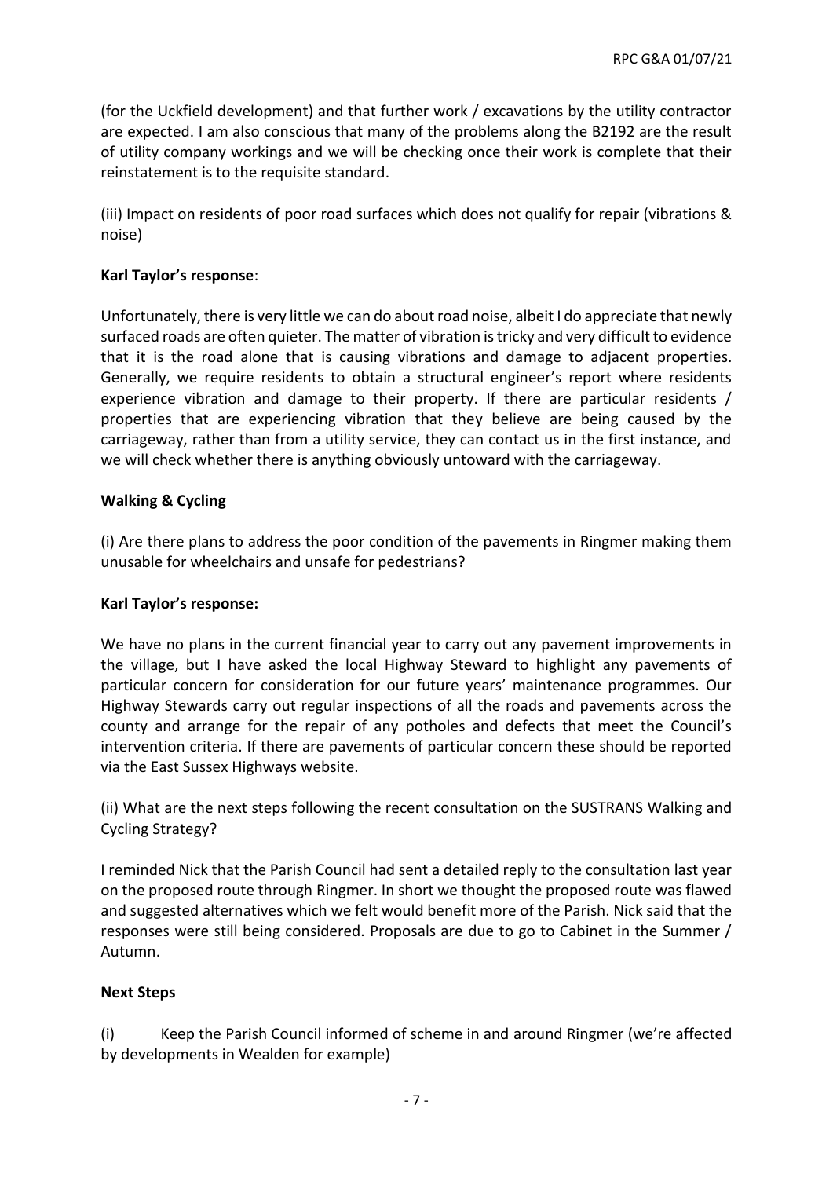(for the Uckfield development) and that further work / excavations by the utility contractor are expected. I am also conscious that many of the problems along the B2192 are the result of utility company workings and we will be checking once their work is complete that their reinstatement is to the requisite standard.

(iii) Impact on residents of poor road surfaces which does not qualify for repair (vibrations & noise)

**Karl Taylor's response**:

Unfortunately, there is very little we can do about road noise, albeit I do appreciate that newly surfaced roads are often quieter. The matter of vibration is tricky and very difficult to evidence that it is the road alone that is causing vibrations and damage to adjacent properties. Generally, we require residents to obtain a structural engineer's report where residents experience vibration and damage to their property. If there are particular residents / properties that are experiencing vibration that they believe are being caused by the carriageway, rather than from a utility service, they can contact us in the first instance, and we will check whether there is anything obviously untoward with the carriageway.

**Walking & Cycling**

(i) Are there plans to address the poor condition of the pavements in Ringmer making them unusable for wheelchairs and unsafe for pedestrians?

**Karl Taylor's response:**

We have no plans in the current financial year to carry out any pavement improvements in the village, but I have asked the local Highway Steward to highlight any pavements of particular concern for consideration for our future years' maintenance programmes. Our Highway Stewards carry out regular inspections of all the roads and pavements across the county and arrange for the repair of any potholes and defects that meet the Council's intervention criteria. If there are pavements of particular concern these should be reported via the East Sussex Highways website.

(ii) What are the next steps following the recent consultation on the SUSTRANS Walking and Cycling Strategy?

I reminded Nick that the Parish Council had sent a detailed reply to the consultation last year on the proposed route through Ringmer. In short we thought the proposed route was flawed and suggested alternatives which we felt would benefit more of the Parish. Nick said that the responses were still being considered. Proposals are due to go to Cabinet in the Summer / Autumn.

**Next Steps**

(i) Keep the Parish Council informed of scheme in and around Ringmer (we're affected by developments in Wealden for example)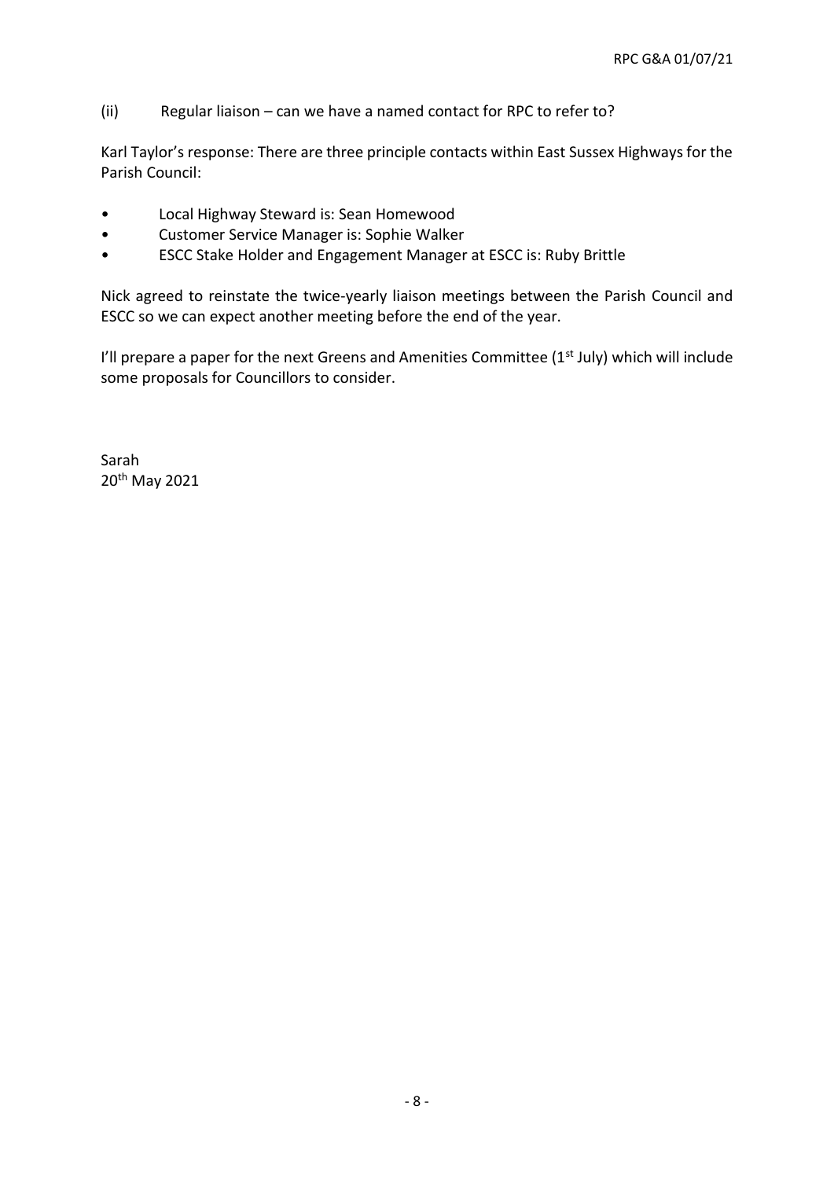(ii) Regular liaison – can we have a named contact for RPC to refer to?

Karl Taylor's response: There are three principle contacts within East Sussex Highways for the Parish Council:

- Local Highway Steward is: Sean Homewood
- Customer Service Manager is: Sophie Walker
- ESCC Stake Holder and Engagement Manager at ESCC is: Ruby Brittle

Nick agreed to reinstate the twice-yearly liaison meetings between the Parish Council and ESCC so we can expect another meeting before the end of the year.

I'll prepare a paper for the next Greens and Amenities Committee (1st July) which will include some proposals for Councillors to consider.

Sarah
20th May 2021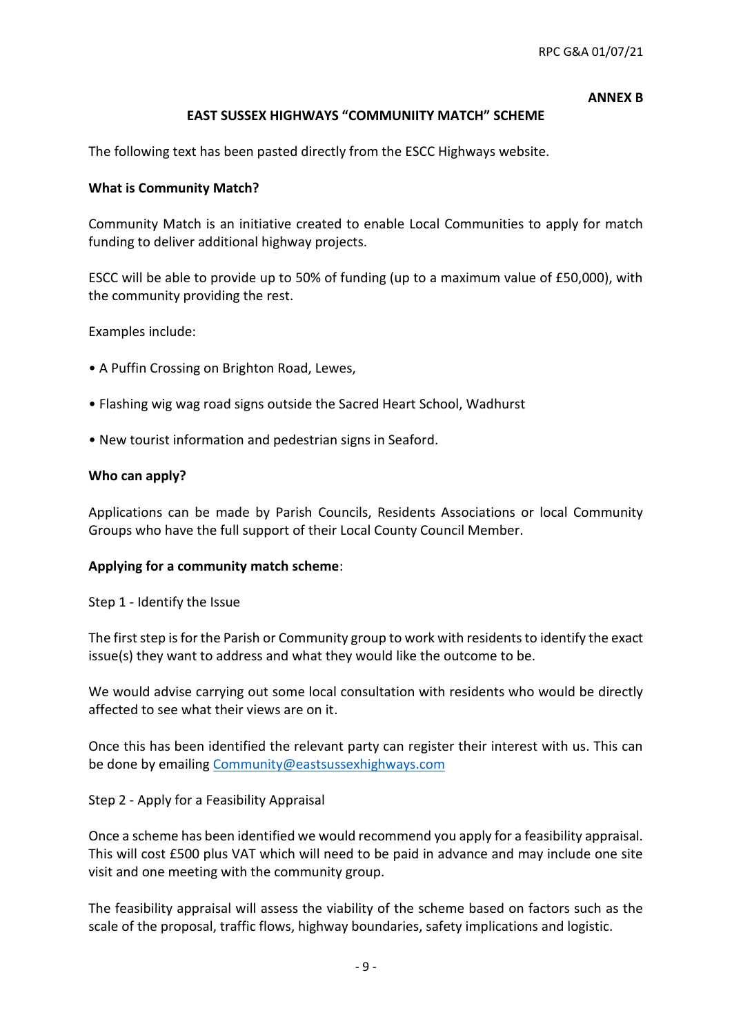**ANNEX B**

## EAST SUSSEX HIGHWAYS "COMMUNIITY MATCH" SCHEME

The following text has been pasted directly from the ESCC Highways website.

**What is Community Match?**

Community Match is an initiative created to enable Local Communities to apply for match funding to deliver additional highway projects.

ESCC will be able to provide up to 50% of funding (up to a maximum value of £50,000), with the community providing the rest.

Examples include:

- A Puffin Crossing on Brighton Road, Lewes,
- Flashing wig wag road signs outside the Sacred Heart School, Wadhurst
- New tourist information and pedestrian signs in Seaford.

**Who can apply?**

Applications can be made by Parish Councils, Residents Associations or local Community Groups who have the full support of their Local County Council Member.

**Applying for a community match scheme**:

Step 1 - Identify the Issue

The first step is for the Parish or Community group to work with residents to identify the exact issue(s) they want to address and what they would like the outcome to be.

We would advise carrying out some local consultation with residents who would be directly affected to see what their views are on it.

Once this has been identified the relevant party can register their interest with us. This can be done by emailing Community@eastsussexhighways.com

Step 2 - Apply for a Feasibility Appraisal

Once a scheme has been identified we would recommend you apply for a feasibility appraisal. This will cost £500 plus VAT which will need to be paid in advance and may include one site visit and one meeting with the community group.

The feasibility appraisal will assess the viability of the scheme based on factors such as the scale of the proposal, traffic flows, highway boundaries, safety implications and logistic.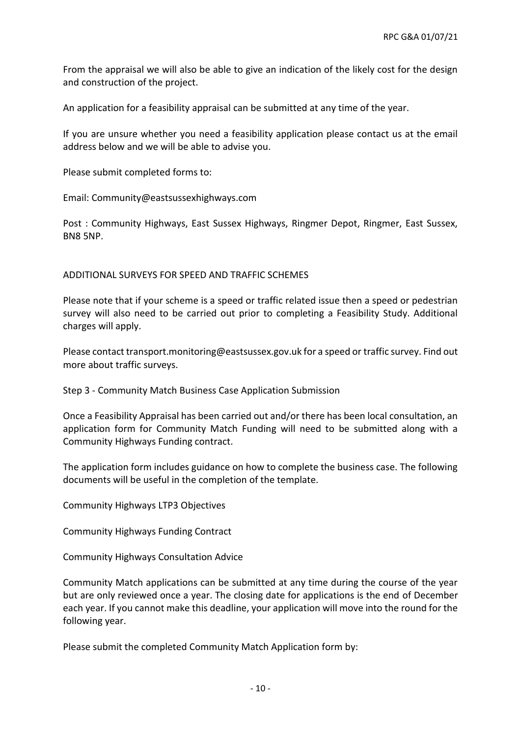From the appraisal we will also be able to give an indication of the likely cost for the design and construction of the project.

An application for a feasibility appraisal can be submitted at any time of the year.

If you are unsure whether you need a feasibility application please contact us at the email address below and we will be able to advise you.

Please submit completed forms to:

Email: Community@eastsussexhighways.com

Post : Community Highways, East Sussex Highways, Ringmer Depot, Ringmer, East Sussex, BN8 5NP.

## ADDITIONAL SURVEYS FOR SPEED AND TRAFFIC SCHEMES

Please note that if your scheme is a speed or traffic related issue then a speed or pedestrian survey will also need to be carried out prior to completing a Feasibility Study. Additional charges will apply.

Please contact transport.monitoring@eastsussex.gov.uk for a speed or traffic survey. Find out more about traffic surveys.

## Step 3 - Community Match Business Case Application Submission

Once a Feasibility Appraisal has been carried out and/or there has been local consultation, an application form for Community Match Funding will need to be submitted along with a Community Highways Funding contract.

The application form includes guidance on how to complete the business case. The following documents will be useful in the completion of the template.

Community Highways LTP3 Objectives

Community Highways Funding Contract

Community Highways Consultation Advice

Community Match applications can be submitted at any time during the course of the year but are only reviewed once a year. The closing date for applications is the end of December each year. If you cannot make this deadline, your application will move into the round for the following year.

Please submit the completed Community Match Application form by: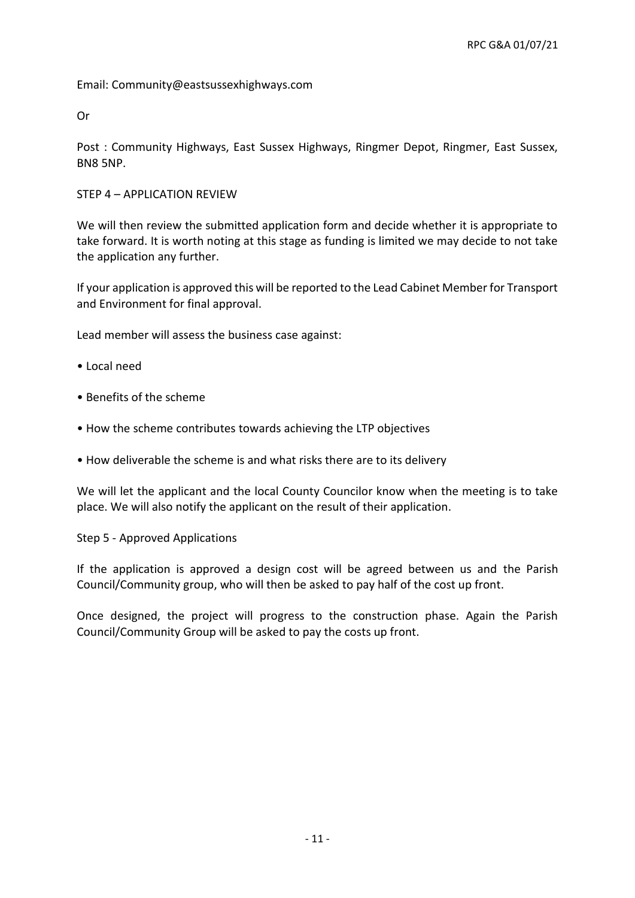Email: Community@eastsussexhighways.com

Or

Post : Community Highways, East Sussex Highways, Ringmer Depot, Ringmer, East Sussex, BN8 5NP.

STEP 4 – APPLICATION REVIEW

We will then review the submitted application form and decide whether it is appropriate to take forward. It is worth noting at this stage as funding is limited we may decide to not take the application any further.

If your application is approved this will be reported to the Lead Cabinet Member for Transport and Environment for final approval.

Lead member will assess the business case against:

- Local need
- Benefits of the scheme
- How the scheme contributes towards achieving the LTP objectives
- How deliverable the scheme is and what risks there are to its delivery

We will let the applicant and the local County Councilor know when the meeting is to take place. We will also notify the applicant on the result of their application.

Step 5 - Approved Applications

If the application is approved a design cost will be agreed between us and the Parish Council/Community group, who will then be asked to pay half of the cost up front.

Once designed, the project will progress to the construction phase. Again the Parish Council/Community Group will be asked to pay the costs up front.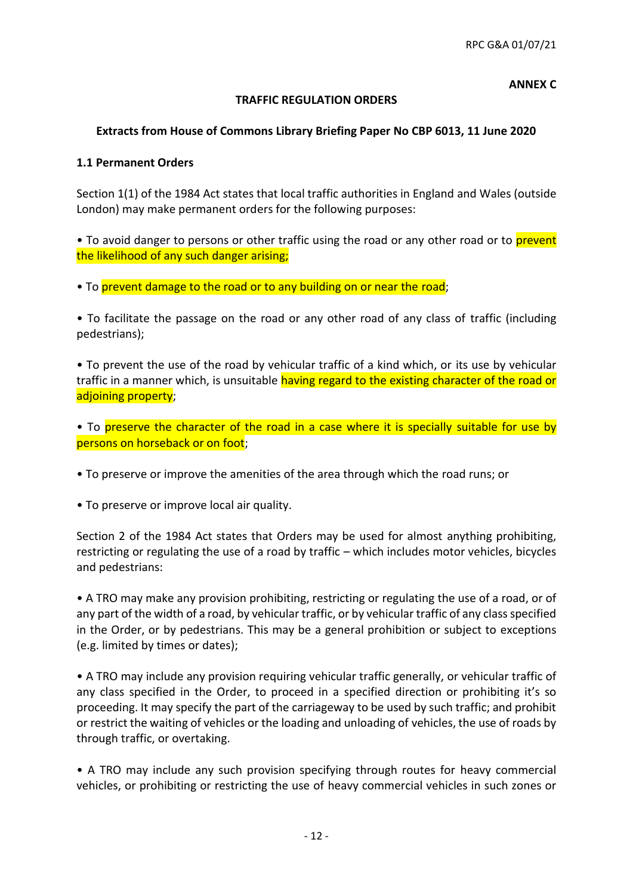**ANNEX C**

**TRAFFIC REGULATION ORDERS**

**Extracts from House of Commons Library Briefing Paper No CBP 6013, 11 June 2020**

**1.1 Permanent Orders**

Section 1(1) of the 1984 Act states that local traffic authorities in England and Wales (outside London) may make permanent orders for the following purposes:

- To avoid danger to persons or other traffic using the road or any other road or to prevent the likelihood of any such danger arising;

- To prevent damage to the road or to any building on or near the road;

- To facilitate the passage on the road or any other road of any class of traffic (including pedestrians);

- To prevent the use of the road by vehicular traffic of a kind which, or its use by vehicular traffic in a manner which, is unsuitable having regard to the existing character of the road or adjoining property;

- To preserve the character of the road in a case where it is specially suitable for use by persons on horseback or on foot;

- To preserve or improve the amenities of the area through which the road runs; or

- To preserve or improve local air quality.

Section 2 of the 1984 Act states that Orders may be used for almost anything prohibiting, restricting or regulating the use of a road by traffic – which includes motor vehicles, bicycles and pedestrians:

- A TRO may make any provision prohibiting, restricting or regulating the use of a road, or of any part of the width of a road, by vehicular traffic, or by vehicular traffic of any class specified in the Order, or by pedestrians. This may be a general prohibition or subject to exceptions (e.g. limited by times or dates);

- A TRO may include any provision requiring vehicular traffic generally, or vehicular traffic of any class specified in the Order, to proceed in a specified direction or prohibiting it's so proceeding. It may specify the part of the carriageway to be used by such traffic; and prohibit or restrict the waiting of vehicles or the loading and unloading of vehicles, the use of roads by through traffic, or overtaking.

- A TRO may include any such provision specifying through routes for heavy commercial vehicles, or prohibiting or restricting the use of heavy commercial vehicles in such zones or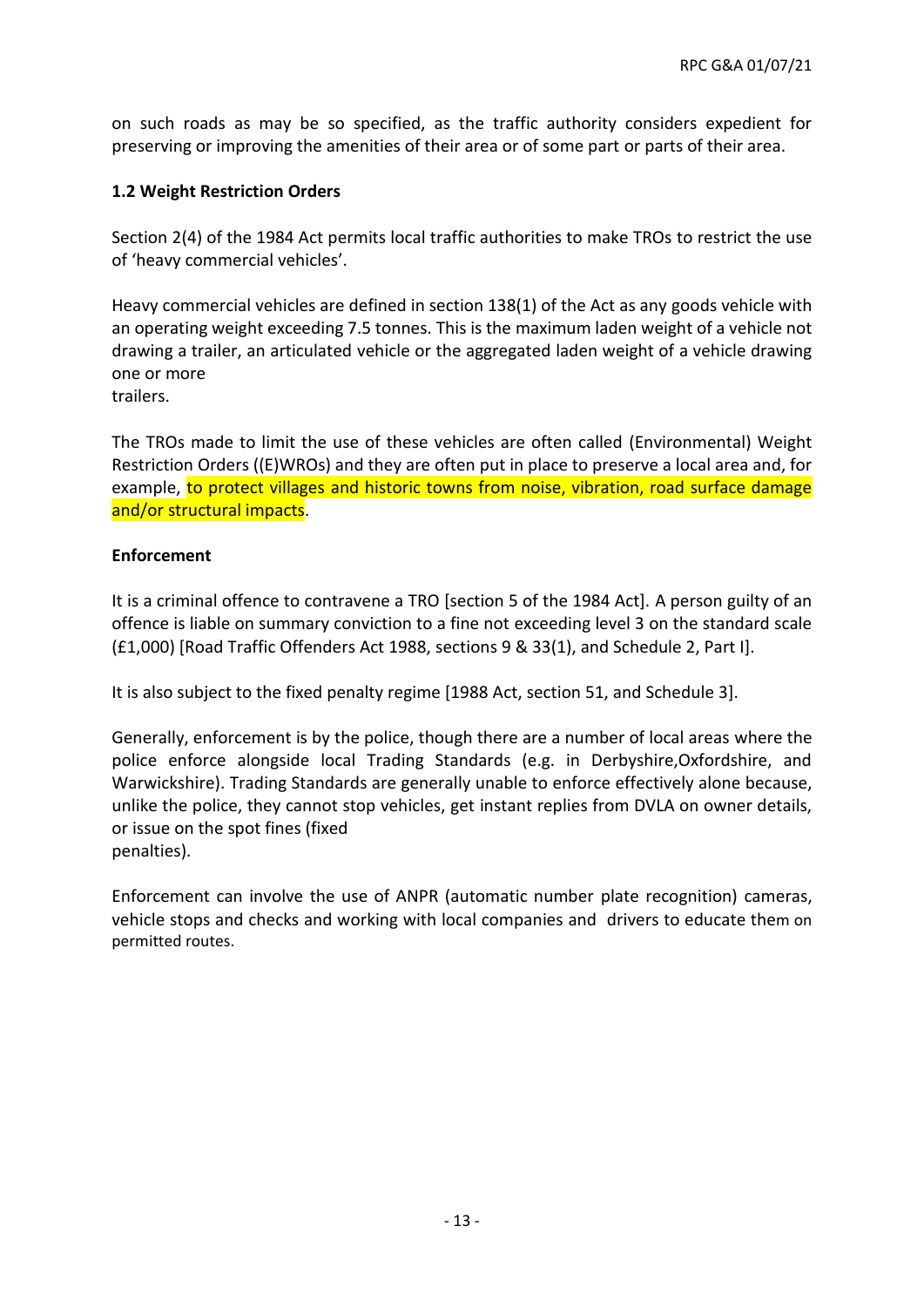on such roads as may be so specified, as the traffic authority considers expedient for preserving or improving the amenities of their area or of some part or parts of their area.

### 1.2 Weight Restriction Orders

Section 2(4) of the 1984 Act permits local traffic authorities to make TROs to restrict the use of 'heavy commercial vehicles'.

Heavy commercial vehicles are defined in section 138(1) of the Act as any goods vehicle with an operating weight exceeding 7.5 tonnes. This is the maximum laden weight of a vehicle not drawing a trailer, an articulated vehicle or the aggregated laden weight of a vehicle drawing one or more trailers.

The TROs made to limit the use of these vehicles are often called (Environmental) Weight Restriction Orders ((E)WROs) and they are often put in place to preserve a local area and, for example, to protect villages and historic towns from noise, vibration, road surface damage and/or structural impacts.

### Enforcement

It is a criminal offence to contravene a TRO [section 5 of the 1984 Act]. A person guilty of an offence is liable on summary conviction to a fine not exceeding level 3 on the standard scale (£1,000) [Road Traffic Offenders Act 1988, sections 9 & 33(1), and Schedule 2, Part I].

It is also subject to the fixed penalty regime [1988 Act, section 51, and Schedule 3].

Generally, enforcement is by the police, though there are a number of local areas where the police enforce alongside local Trading Standards (e.g. in Derbyshire,Oxfordshire, and Warwickshire). Trading Standards are generally unable to enforce effectively alone because, unlike the police, they cannot stop vehicles, get instant replies from DVLA on owner details, or issue on the spot fines (fixed penalties).

Enforcement can involve the use of ANPR (automatic number plate recognition) cameras, vehicle stops and checks and working with local companies and drivers to educate them on permitted routes.